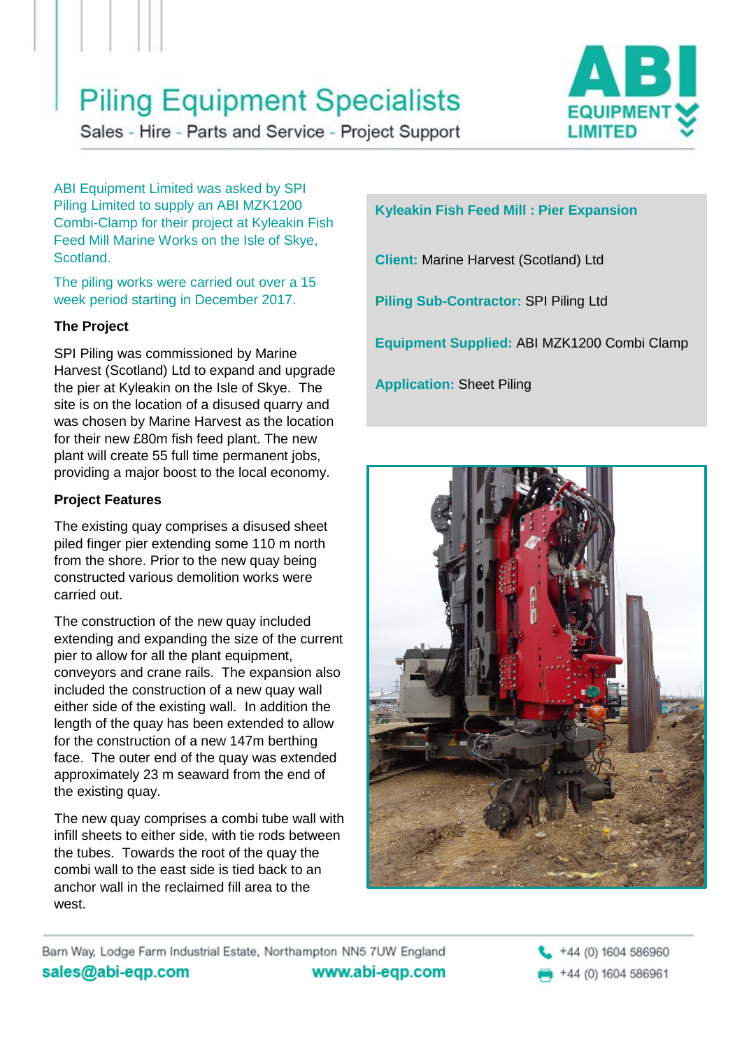# Piling Equipment Specialists

Sales - Hire - Parts and Service - Project Support

ABI EQUIPMENT LIMITED

ABI Equipment Limited was asked by SPI Piling Limited to supply an ABI MZK1200 Combi-Clamp for their project at Kyleakin Fish Feed Mill Marine Works on the Isle of Skye, Scotland.

The piling works were carried out over a 15 week period starting in December 2017.

**Kyleakin Fish Feed Mill : Pier Expansion**

**Client:** Marine Harvest (Scotland) Ltd

**Piling Sub-Contractor:** SPI Piling Ltd

**Equipment Supplied:** ABI MZK1200 Combi Clamp

**Application:** Sheet Piling

### The Project

SPI Piling was commissioned by Marine Harvest (Scotland) Ltd to expand and upgrade the pier at Kyleakin on the Isle of Skye. The site is on the location of a disused quarry and was chosen by Marine Harvest as the location for their new £80m fish feed plant. The new plant will create 55 full time permanent jobs, providing a major boost to the local economy.

### Project Features

The existing quay comprises a disused sheet piled finger pier extending some 110 m north from the shore. Prior to the new quay being constructed various demolition works were carried out.

The construction of the new quay included extending and expanding the size of the current pier to allow for all the plant equipment, conveyors and crane rails. The expansion also included the construction of a new quay wall either side of the existing wall. In addition the length of the quay has been extended to allow for the construction of a new 147m berthing face. The outer end of the quay was extended approximately 23 m seaward from the end of the existing quay.

The new quay comprises a combi tube wall with infill sheets to either side, with tie rods between the tubes. Towards the root of the quay the combi wall to the east side is tied back to an anchor wall in the reclaimed fill area to the west.

Barn Way, Lodge Farm Industrial Estate, Northampton NN5 7UW England

sales@abi-eqp.com www.abi-eqp.com

+44 (0) 1604 586960

+44 (0) 1604 586961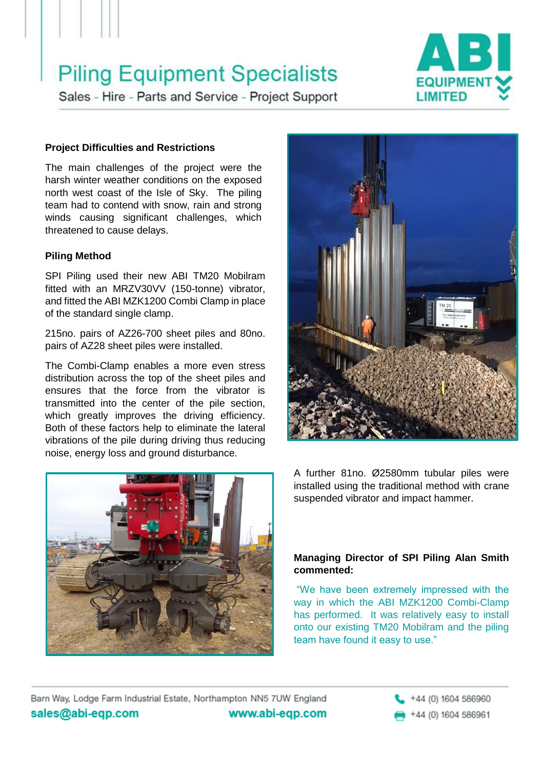## Project Difficulties and Restrictions

The main challenges of the project were the harsh winter weather conditions on the exposed north west coast of the Isle of Sky. The piling team had to contend with snow, rain and strong winds causing significant challenges, which threatened to cause delays.

## Piling Method

SPI Piling used their new ABI TM20 Mobilram fitted with an MRZV30VV (150-tonne) vibrator, and fitted the ABI MZK1200 Combi Clamp in place of the standard single clamp.

215no. pairs of AZ26-700 sheet piles and 80no. pairs of AZ28 sheet piles were installed.

The Combi-Clamp enables a more even stress distribution across the top of the sheet piles and ensures that the force from the vibrator is transmitted into the center of the pile section, which greatly improves the driving efficiency. Both of these factors help to eliminate the lateral vibrations of the pile during driving thus reducing noise, energy loss and ground disturbance.

A further 81no. Ø2580mm tubular piles were installed using the traditional method with crane suspended vibrator and impact hammer.

**Managing Director of SPI Piling Alan Smith commented:**

"We have been extremely impressed with the way in which the ABI MZK1200 Combi-Clamp has performed. It was relatively easy to install onto our existing TM20 Mobilram and the piling team have found it easy to use."